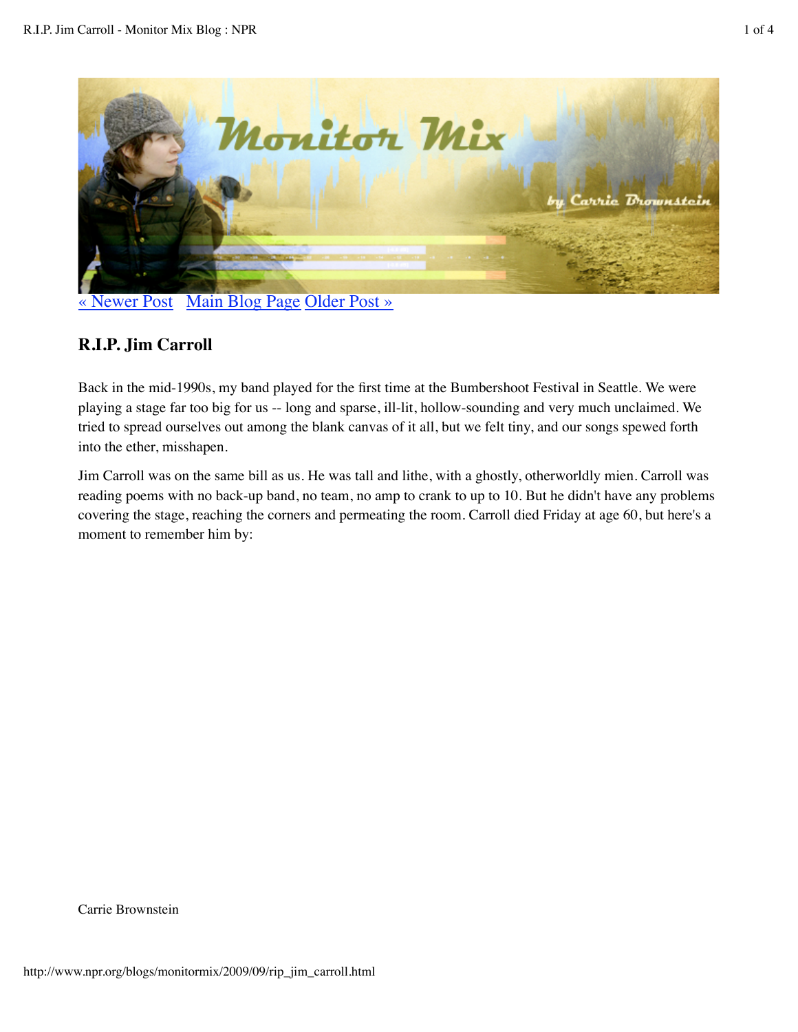« Newer Post  Main Blog Page  Older Post »

## R.I.P. Jim Carroll

Back in the mid-1990s, my band played for the first time at the Bumbershoot Festival in Seattle. We were playing a stage far too big for us -- long and sparse, ill-lit, hollow-sounding and very much unclaimed. We tried to spread ourselves out among the blank canvas of it all, but we felt tiny, and our songs spewed forth into the ether, misshapen.

Jim Carroll was on the same bill as us. He was tall and lithe, with a ghostly, otherworldly mien. Carroll was reading poems with no back-up band, no team, no amp to crank to up to 10. But he didn't have any problems covering the stage, reaching the corners and permeating the room. Carroll died Friday at age 60, but here's a moment to remember him by:

Carrie Brownstein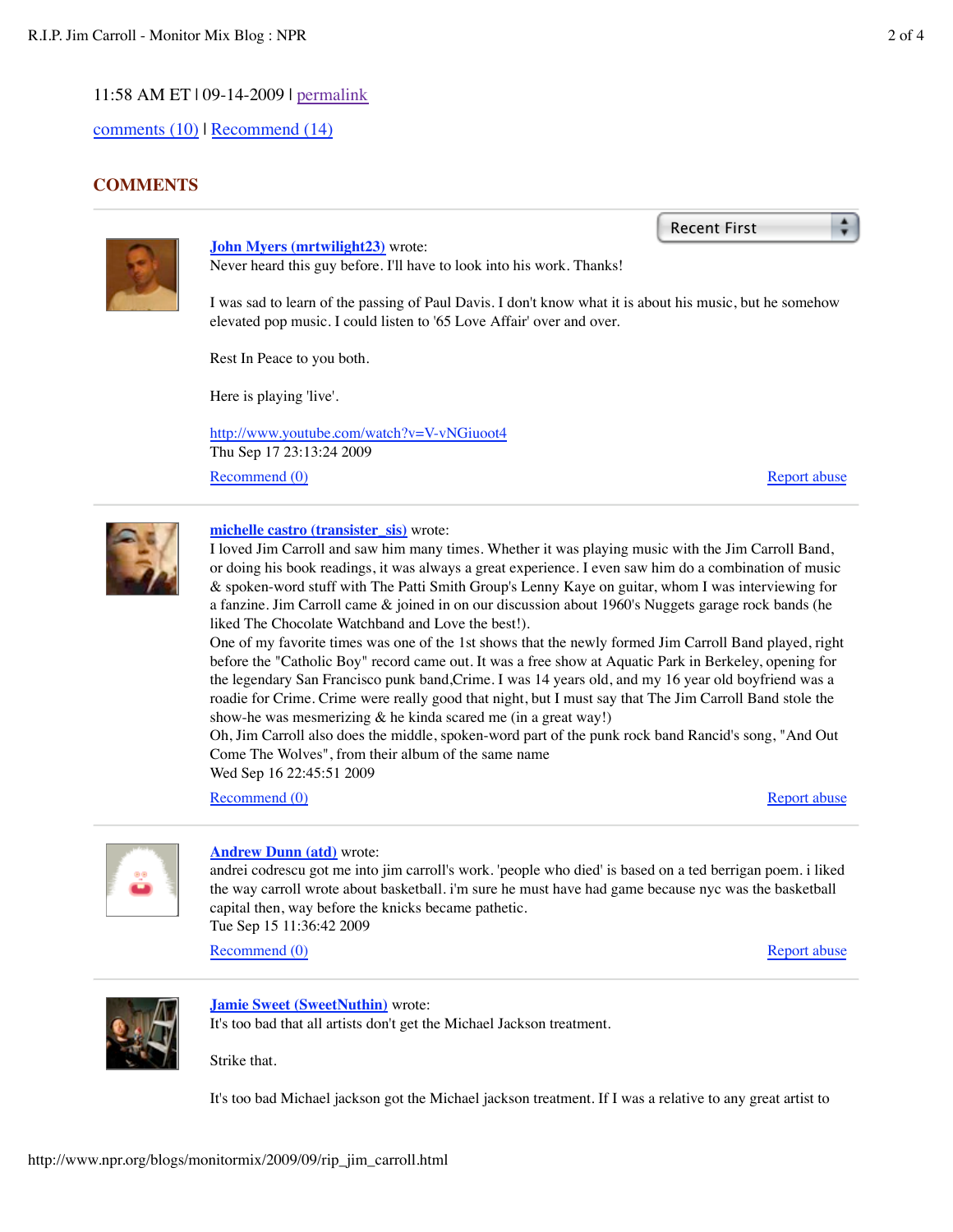11:58 AM ET | 09-14-2009 | permalink

comments (10) | Recommend (14)

## COMMENTS

Recent First

**John Myers (mrtwilight23)** wrote:
Never heard this guy before. I'll have to look into his work. Thanks!

I was sad to learn of the passing of Paul Davis. I don't know what it is about his music, but he somehow elevated pop music. I could listen to '65 Love Affair' over and over.

Rest In Peace to you both.

Here is playing 'live'.

http://www.youtube.com/watch?v=V-vNGiuoot4
Thu Sep 17 23:13:24 2009

Recommend (0) Report abuse

**michelle castro (transister_sis)** wrote:
I loved Jim Carroll and saw him many times. Whether it was playing music with the Jim Carroll Band, or doing his book readings, it was always a great experience. I even saw him do a combination of music & spoken-word stuff with The Patti Smith Group's Lenny Kaye on guitar, whom I was interviewing for a fanzine. Jim Carroll came & joined in on our discussion about 1960's Nuggets garage rock bands (he liked The Chocolate Watchband and Love the best!).
One of my favorite times was one of the 1st shows that the newly formed Jim Carroll Band played, right before the "Catholic Boy" record came out. It was a free show at Aquatic Park in Berkeley, opening for the legendary San Francisco punk band,Crime. I was 14 years old, and my 16 year old boyfriend was a roadie for Crime. Crime were really good that night, but I must say that The Jim Carroll Band stole the show-he was mesmerizing & he kinda scared me (in a great way!)
Oh, Jim Carroll also does the middle, spoken-word part of the punk rock band Rancid's song, "And Out Come The Wolves", from their album of the same name
Wed Sep 16 22:45:51 2009

Recommend (0) Report abuse

**Andrew Dunn (atd)** wrote:
andrei codrescu got me into jim carroll's work. 'people who died' is based on a ted berrigan poem. i liked the way carroll wrote about basketball. i'm sure he must have had game because nyc was the basketball capital then, way before the knicks became pathetic.
Tue Sep 15 11:36:42 2009

Recommend (0) Report abuse

**Jamie Sweet (SweetNuthin)** wrote:
It's too bad that all artists don't get the Michael Jackson treatment.

Strike that.

It's too bad Michael jackson got the Michael jackson treatment. If I was a relative to any great artist to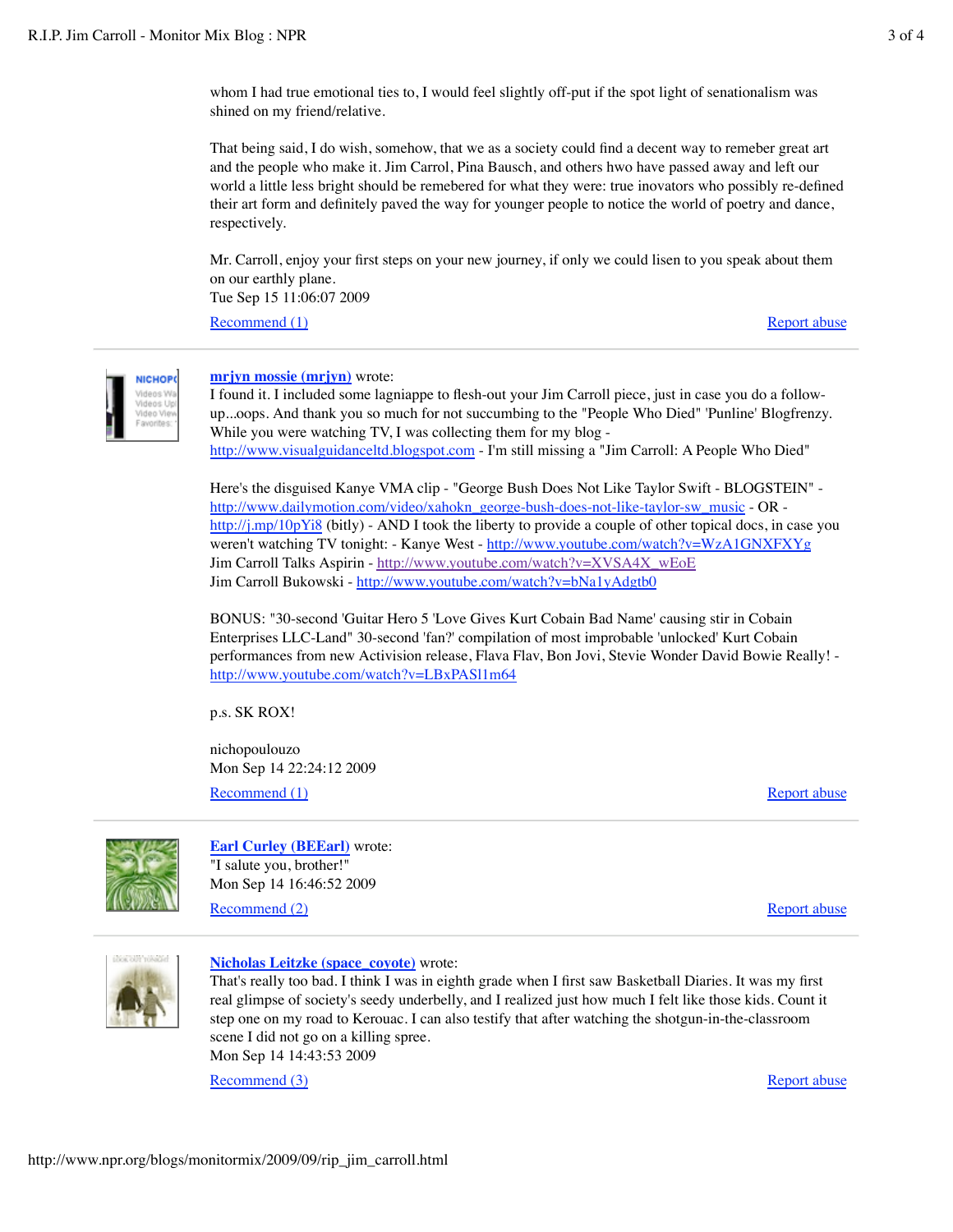whom I had true emotional ties to, I would feel slightly off-put if the spot light of senationalism was shined on my friend/relative.

That being said, I do wish, somehow, that we as a society could find a decent way to remeber great art and the people who make it. Jim Carrol, Pina Bausch, and others hwo have passed away and left our world a little less bright should be remebered for what they were: true inovators who possibly re-defined their art form and definitely paved the way for younger people to notice the world of poetry and dance, respectively.

Mr. Carroll, enjoy your first steps on your new journey, if only we could lisen to you speak about them on our earthly plane.
Tue Sep 15 11:06:07 2009

Recommend (1) Report abuse

---

**mrjyn mossie (mrjyn)** wrote:
I found it. I included some lagniappe to flesh-out your Jim Carroll piece, just in case you do a follow-up...oops. And thank you so much for not succumbing to the "People Who Died" 'Punline' Blogfrenzy. While you were watching TV, I was collecting them for my blog - http://www.visualguidanceltd.blogspot.com - I'm still missing a "Jim Carroll: A People Who Died"

Here's the disguised Kanye VMA clip - "George Bush Does Not Like Taylor Swift - BLOGSTEIN" - http://www.dailymotion.com/video/xahokn_george-bush-does-not-like-taylor-sw_music - OR - http://j.mp/10pYi8 (bitly) - AND I took the liberty to provide a couple of other topical docs, in case you weren't watching TV tonight: - Kanye West - http://www.youtube.com/watch?v=WzA1GNXFXYg
Jim Carroll Talks Aspirin - http://www.youtube.com/watch?v=XVSA4X_wEoE
Jim Carroll Bukowski - http://www.youtube.com/watch?v=bNa1yAdgtb0

BONUS: "30-second 'Guitar Hero 5 'Love Gives Kurt Cobain Bad Name' causing stir in Cobain Enterprises LLC-Land" 30-second 'fan?' compilation of most improbable 'unlocked' Kurt Cobain performances from new Activision release, Flava Flav, Bon Jovi, Stevie Wonder David Bowie Really! - http://www.youtube.com/watch?v=LBxPASl1m64

p.s. SK ROX!

nichopoulouzo
Mon Sep 14 22:24:12 2009

Recommend (1) Report abuse

---

**Earl Curley (BEEarl)** wrote:
"I salute you, brother!"
Mon Sep 14 16:46:52 2009

Recommend (2) Report abuse

---

**Nicholas Leitzke (space_coyote)** wrote:
That's really too bad. I think I was in eighth grade when I first saw Basketball Diaries. It was my first real glimpse of society's seedy underbelly, and I realized just how much I felt like those kids. Count it step one on my road to Kerouac. I can also testify that after watching the shotgun-in-the-classroom scene I did not go on a killing spree.
Mon Sep 14 14:43:53 2009

Recommend (3) Report abuse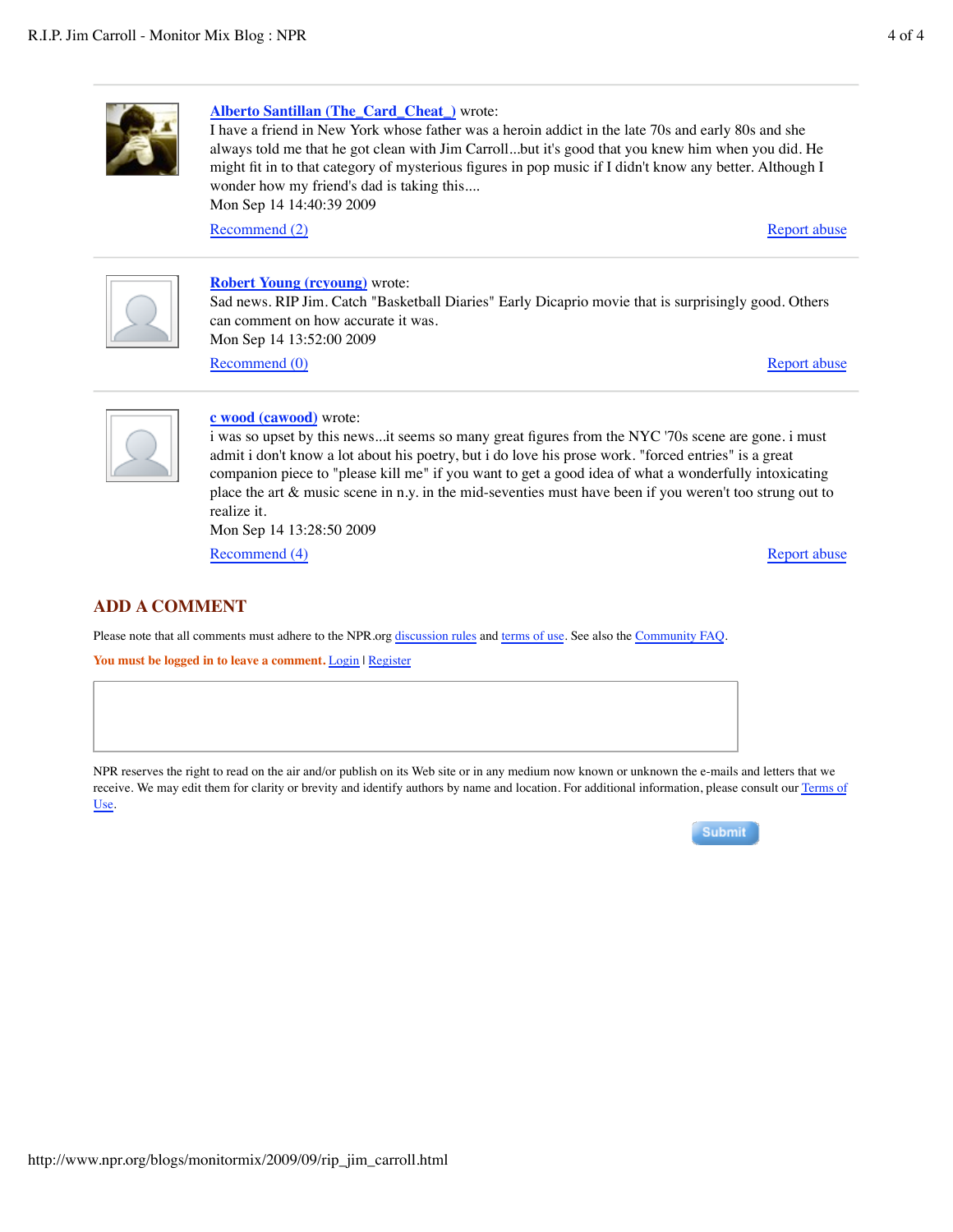**Alberto Santillan (The_Card_Cheat_)** wrote:
I have a friend in New York whose father was a heroin addict in the late 70s and early 80s and she always told me that he got clean with Jim Carroll...but it's good that you knew him when you did. He might fit in to that category of mysterious figures in pop music if I didn't know any better. Although I wonder how my friend's dad is taking this....
Mon Sep 14 14:40:39 2009

Recommend (2) Report abuse

---

**Robert Young (rcyoung)** wrote:
Sad news. RIP Jim. Catch "Basketball Diaries" Early Dicaprio movie that is surprisingly good. Others can comment on how accurate it was.
Mon Sep 14 13:52:00 2009

Recommend (0) Report abuse

---

**c wood (cawood)** wrote:
i was so upset by this news...it seems so many great figures from the NYC '70s scene are gone. i must admit i don't know a lot about his poetry, but i do love his prose work. "forced entries" is a great companion piece to "please kill me" if you want to get a good idea of what a wonderfully intoxicating place the art & music scene in n.y. in the mid-seventies must have been if you weren't too strung out to realize it.
Mon Sep 14 13:28:50 2009

Recommend (4) Report abuse

## ADD A COMMENT

Please note that all comments must adhere to the NPR.org discussion rules and terms of use. See also the Community FAQ.

**You must be logged in to leave a comment.** Login | Register

NPR reserves the right to read on the air and/or publish on its Web site or in any medium now known or unknown the e-mails and letters that we receive. We may edit them for clarity or brevity and identify authors by name and location. For additional information, please consult our Terms of Use.

Submit

http://www.npr.org/blogs/monitormix/2009/09/rip_jim_carroll.html